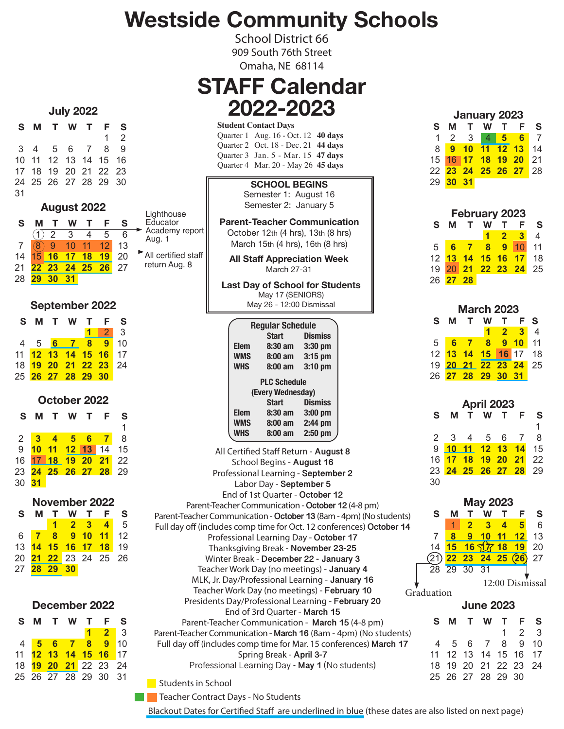# Westside Community Schools

School District 66
909 South 76th Street
Omaha, NE 68114

# STAFF Calendar 2022-2023

**Student Contact Days**

| Quarter | Dates | Days |
|---|---|---|
| Quarter 1 | Aug. 16 - Oct. 12 | **40 days** |
| Quarter 2 | Oct. 18 - Dec. 21 | **44 days** |
| Quarter 3 | Jan. 5 - Mar. 15 | **47 days** |
| Quarter 4 | Mar. 20 - May 26 | **45 days** |

**SCHOOL BEGINS**
Semester 1: August 16
Semester 2: January 5

**Parent-Teacher Communication**
October 12th (4 hrs), 13th (8 hrs)
March 15th (4 hrs), 16th (8 hrs)

**All Staff Appreciation Week**
March 27-31

**Last Day of School for Students**
May 17 (SENIORS)
May 26 - 12:00 Dismissal

**Regular Schedule**

| | Start | Dismiss |
|---|---|---|
| Elem | 8:30 am | 3:30 pm |
| WMS | 8:00 am | 3:15 pm |
| WHS | 8:00 am | 3:10 pm |

**PLC Schedule (Every Wednesday)**

| | Start | Dismiss |
|---|---|---|
| Elem | 8:30 am | 3:00 pm |
| WMS | 8:00 am | 2:44 pm |
| WHS | 8:00 am | 2:50 pm |

All Certified Staff Return - **August 8**
School Begins - **August 16**
Professional Learning - **September 2**
Labor Day - **September 5**
End of 1st Quarter - **October 12**
Parent-Teacher Communication - **October 12** (4-8 pm)
Parent-Teacher Communication - **October 13** (8am - 4pm) (No students)
Full day off (includes comp time for Oct. 12 conferences) **October 14**
Professional Learning Day - **October 17**
Thanksgiving Break - **November 23-25**
Winter Break - **December 22 - January 3**
Teacher Work Day (no meetings) - **January 4**
MLK, Jr. Day/Professional Learning - **January 16**
Teacher Work Day (no meetings) - **February 10**
Presidents Day/Professional Learning - **February 20**
End of 3rd Quarter - **March 15**
Parent-Teacher Communication - **March 15** (4-8 pm)
Parent-Teacher Communication - **March 16** (8am - 4pm) (No students)
Full day off (includes comp time for Mar. 15 conferences) **March 17**
Spring Break - **April 3-7**
Professional Learning Day - **May 1** (No students)

### July 2022

| S | M | T | W | T | F | S |
|---|---|---|---|---|---|---|
| | | | | | 1 | 2 |
| 3 | 4 | 5 | 6 | 7 | 8 | 9 |
| 10 | 11 | 12 | 13 | 14 | 15 | 16 |
| 17 | 18 | 19 | 20 | 21 | 22 | 23 |
| 24 | 25 | 26 | 27 | 28 | 29 | 30 |
| 31 | | | | | | |

### August 2022

| S | M | T | W | T | F | S |
|---|---|---|---|---|---|---|
| | 1 | 2 | 3 | 4 | 5 | 6 |
| 7 | 8 | 9 | 10 | 11 | 12 | 13 |
| 14 | 15 | 16 | 17 | 18 | 19 | 20 |
| 21 | 22 | 23 | 24 | 25 | 26 | 27 |
| 28 | 29 | 30 | 31 | | | |

Lighthouse Educator Academy report Aug. 1

All certified staff return Aug. 8

### September 2022

| S | M | T | W | T | F | S |
|---|---|---|---|---|---|---|
| | | | | 1 | 2 | 3 |
| 4 | 5 | 6 | 7 | 8 | 9 | 10 |
| 11 | 12 | 13 | 14 | 15 | 16 | 17 |
| 18 | 19 | 20 | 21 | 22 | 23 | 24 |
| 25 | 26 | 27 | 28 | 29 | 30 | |

### October 2022

| S | M | T | W | T | F | S |
|---|---|---|---|---|---|---|
| | | | | | | 1 |
| 2 | 3 | 4 | 5 | 6 | 7 | 8 |
| 9 | 10 | 11 | 12 | 13 | 14 | 15 |
| 16 | 17 | 18 | 19 | 20 | 21 | 22 |
| 23 | 24 | 25 | 26 | 27 | 28 | 29 |
| 30 | 31 | | | | | |

### November 2022

| S | M | T | W | T | F | S |
|---|---|---|---|---|---|---|
| | | 1 | 2 | 3 | 4 | 5 |
| 6 | 7 | 8 | 9 | 10 | 11 | 12 |
| 13 | 14 | 15 | 16 | 17 | 18 | 19 |
| 20 | 21 | 22 | 23 | 24 | 25 | 26 |
| 27 | 28 | 29 | 30 | | | |

### December 2022

| S | M | T | W | T | F | S |
|---|---|---|---|---|---|---|
| | | | | 1 | 2 | 3 |
| 4 | 5 | 6 | 7 | 8 | 9 | 10 |
| 11 | 12 | 13 | 14 | 15 | 16 | 17 |
| 18 | 19 | 20 | 21 | 22 | 23 | 24 |
| 25 | 26 | 27 | 28 | 29 | 30 | 31 |

### January 2023

| S | M | T | W | T | F | S |
|---|---|---|---|---|---|---|
| 1 | 2 | 3 | 4 | 5 | 6 | 7 |
| 8 | 9 | 10 | 11 | 12 | 13 | 14 |
| 15 | 16 | 17 | 18 | 19 | 20 | 21 |
| 22 | 23 | 24 | 25 | 26 | 27 | 28 |
| 29 | 30 | 31 | | | | |

### February 2023

| S | M | T | W | T | F | S |
|---|---|---|---|---|---|---|
| | | | 1 | 2 | 3 | 4 |
| 5 | 6 | 7 | 8 | 9 | 10 | 11 |
| 12 | 13 | 14 | 15 | 16 | 17 | 18 |
| 19 | 20 | 21 | 22 | 23 | 24 | 25 |
| 26 | 27 | 28 | | | | |

### March 2023

| S | M | T | W | T | F | S |
|---|---|---|---|---|---|---|
| | | | 1 | 2 | 3 | 4 |
| 5 | 6 | 7 | 8 | 9 | 10 | 11 |
| 12 | 13 | 14 | 15 | 16 | 17 | 18 |
| 19 | 20 | 21 | 22 | 23 | 24 | 25 |
| 26 | 27 | 28 | 29 | 30 | 31 | |

### April 2023

| S | M | T | W | T | F | S |
|---|---|---|---|---|---|---|
| | | | | | | 1 |
| 2 | 3 | 4 | 5 | 6 | 7 | 8 |
| 9 | 10 | 11 | 12 | 13 | 14 | 15 |
| 16 | 17 | 18 | 19 | 20 | 21 | 22 |
| 23 | 24 | 25 | 26 | 27 | 28 | 29 |
| 30 | | | | | | |

### May 2023

| S | M | T | W | T | F | S |
|---|---|---|---|---|---|---|
| | 1 | 2 | 3 | 4 | 5 | 6 |
| 7 | 8 | 9 | 10 | 11 | 12 | 13 |
| 14 | 15 | 16 | 17 | 18 | 19 | 20 |
| 21 | 22 | 23 | 24 | 25 | 26 | 27 |
| 28 | 29 | 30 | 31 | | | |

Graduation (May 21)

12:00 Dismissal (May 26)

### June 2023

| S | M | T | W | T | F | S |
|---|---|---|---|---|---|---|
| | | | | 1 | 2 | 3 |
| 4 | 5 | 6 | 7 | 8 | 9 | 10 |
| 11 | 12 | 13 | 14 | 15 | 16 | 17 |
| 18 | 19 | 20 | 21 | 22 | 23 | 24 |
| 25 | 26 | 27 | 28 | 29 | 30 | |

Students in School

Teacher Contract Days - No Students

Blackout Dates for Certified Staff are underlined in blue (these dates are also listed on next page)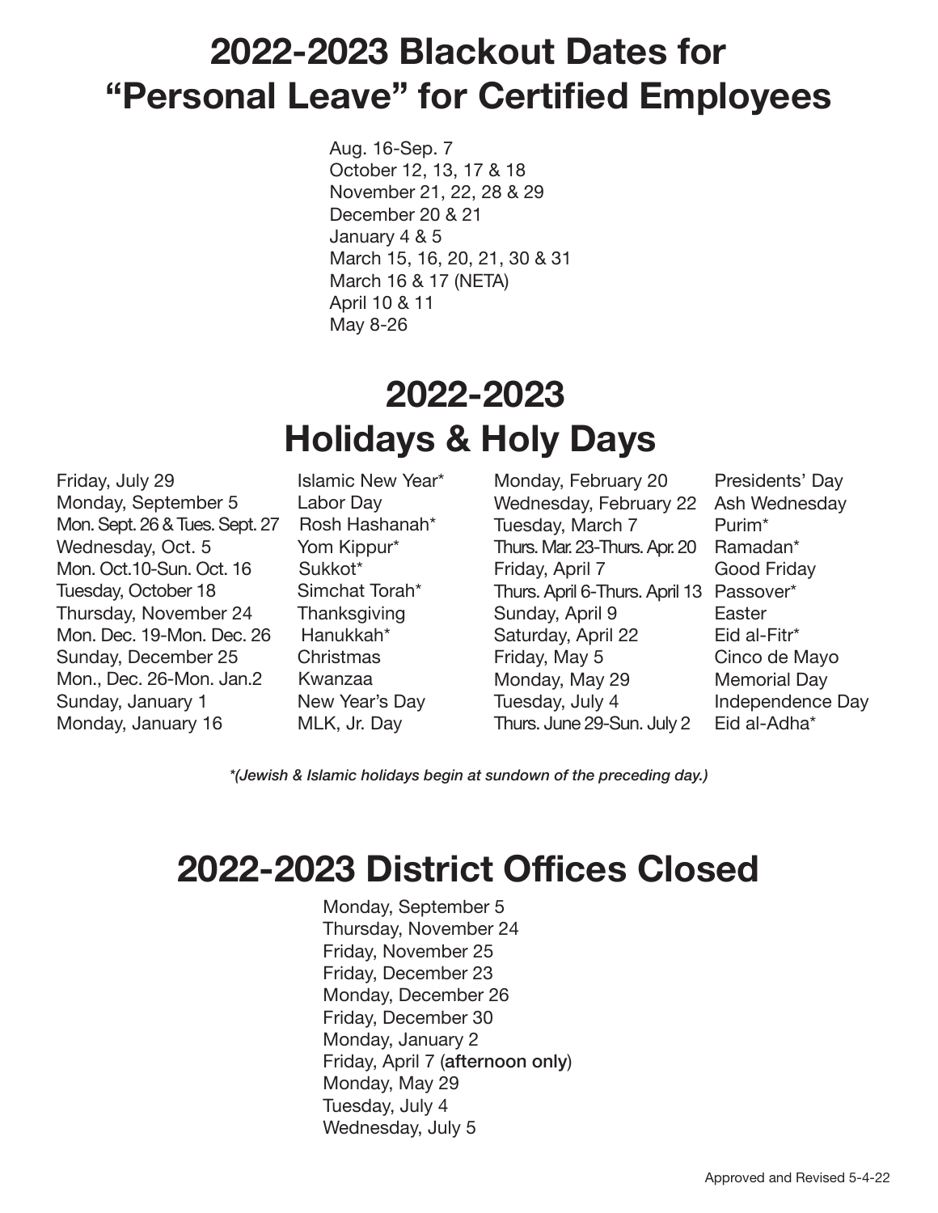# 2022-2023 Blackout Dates for "Personal Leave" for Certified Employees

Aug. 16-Sep. 7
October 12, 13, 17 & 18
November 21, 22, 28 & 29
December 20 & 21
January 4 & 5
March 15, 16, 20, 21, 30 & 31
March 16 & 17 (NETA)
April 10 & 11
May 8-26

# 2022-2023 Holidays & Holy Days

| | |
|---|---|
| Friday, July 29 | Islamic New Year* |
| Monday, September 5 | Labor Day |
| Mon. Sept. 26 & Tues. Sept. 27 | Rosh Hashanah* |
| Wednesday, Oct. 5 | Yom Kippur* |
| Mon. Oct.10-Sun. Oct. 16 | Sukkot* |
| Tuesday, October 18 | Simchat Torah* |
| Thursday, November 24 | Thanksgiving |
| Mon. Dec. 19-Mon. Dec. 26 | Hanukkah* |
| Sunday, December 25 | Christmas |
| Mon., Dec. 26-Mon. Jan.2 | Kwanzaa |
| Sunday, January 1 | New Year's Day |
| Monday, January 16 | MLK, Jr. Day |
| Monday, February 20 | Presidents' Day |
| Wednesday, February 22 | Ash Wednesday |
| Tuesday, March 7 | Purim* |
| Thurs. Mar. 23-Thurs. Apr. 20 | Ramadan* |
| Friday, April 7 | Good Friday |
| Thurs. April 6-Thurs. April 13 | Passover* |
| Sunday, April 9 | Easter |
| Saturday, April 22 | Eid al-Fitr* |
| Friday, May 5 | Cinco de Mayo |
| Monday, May 29 | Memorial Day |
| Tuesday, July 4 | Independence Day |
| Thurs. June 29-Sun. July 2 | Eid al-Adha* |

*\*(Jewish & Islamic holidays begin at sundown of the preceding day.)*

# 2022-2023 District Offices Closed

Monday, September 5
Thursday, November 24
Friday, November 25
Friday, December 23
Monday, December 26
Friday, December 30
Monday, January 2
Friday, April 7 (**afternoon only**)
Monday, May 29
Tuesday, July 4
Wednesday, July 5

Approved and Revised 5-4-22